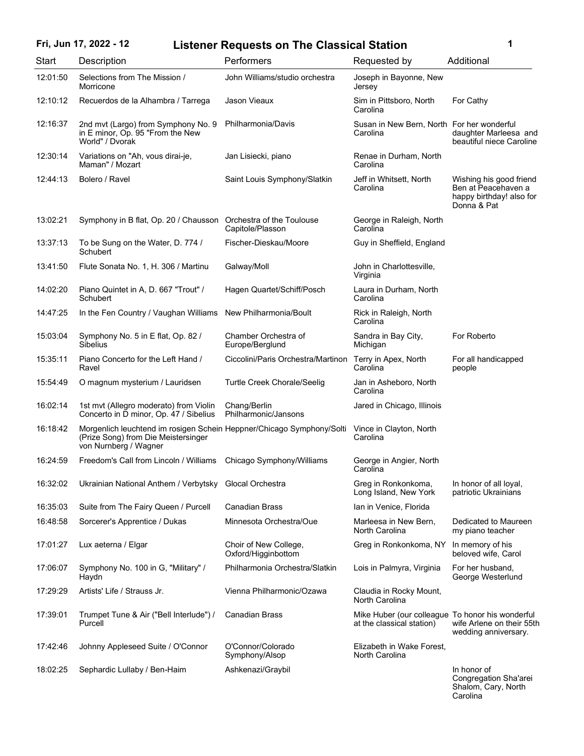# Listener Requests on The Classical Station

Fri, Jun 17, 2022 - 12

| Start | Description | Performers | Requested by | Additional |
|---|---|---|---|---|
| 12:01:50 | Selections from The Mission / Morricone | John Williams/studio orchestra | Joseph in Bayonne, New Jersey | |
| 12:10:12 | Recuerdos de la Alhambra / Tarrega | Jason Vieaux | Sim in Pittsboro, North Carolina | For Cathy |
| 12:16:37 | 2nd mvt (Largo) from Symphony No. 9 in E minor, Op. 95 "From the New World" / Dvorak | Philharmonia/Davis | Susan in New Bern, North Carolina | For her wonderful daughter Marleesa and beautiful niece Caroline |
| 12:30:14 | Variations on "Ah, vous dirai-je, Maman" / Mozart | Jan Lisiecki, piano | Renae in Durham, North Carolina | |
| 12:44:13 | Bolero / Ravel | Saint Louis Symphony/Slatkin | Jeff in Whitsett, North Carolina | Wishing his good friend Ben at Peacehaven a happy birthday! also for Donna & Pat |
| 13:02:21 | Symphony in B flat, Op. 20 / Chausson | Orchestra of the Toulouse Capitole/Plasson | George in Raleigh, North Carolina | |
| 13:37:13 | To be Sung on the Water, D. 774 / Schubert | Fischer-Dieskau/Moore | Guy in Sheffield, England | |
| 13:41:50 | Flute Sonata No. 1, H. 306 / Martinu | Galway/Moll | John in Charlottesville, Virginia | |
| 14:02:20 | Piano Quintet in A, D. 667 "Trout" / Schubert | Hagen Quartet/Schiff/Posch | Laura in Durham, North Carolina | |
| 14:47:25 | In the Fen Country / Vaughan Williams | New Philharmonia/Boult | Rick in Raleigh, North Carolina | |
| 15:03:04 | Symphony No. 5 in E flat, Op. 82 / Sibelius | Chamber Orchestra of Europe/Berglund | Sandra in Bay City, Michigan | For Roberto |
| 15:35:11 | Piano Concerto for the Left Hand / Ravel | Ciccolini/Paris Orchestra/Martinon | Terry in Apex, North Carolina | For all handicapped people |
| 15:54:49 | O magnum mysterium / Lauridsen | Turtle Creek Chorale/Seelig | Jan in Asheboro, North Carolina | |
| 16:02:14 | 1st mvt (Allegro moderato) from Violin Concerto in D minor, Op. 47 / Sibelius | Chang/Berlin Philharmonic/Jansons | Jared in Chicago, Illinois | |
| 16:18:42 | Morgenlich leuchtend im rosigen Schein (Prize Song) from Die Meistersinger von Nurnberg / Wagner | Heppner/Chicago Symphony/Solti | Vince in Clayton, North Carolina | |
| 16:24:59 | Freedom's Call from Lincoln / Williams | Chicago Symphony/Williams | George in Angier, North Carolina | |
| 16:32:02 | Ukrainian National Anthem / Verbytsky | Glocal Orchestra | Greg in Ronkonkoma, Long Island, New York | In honor of all loyal, patriotic Ukrainians |
| 16:35:03 | Suite from The Fairy Queen / Purcell | Canadian Brass | Ian in Venice, Florida | |
| 16:48:58 | Sorcerer's Apprentice / Dukas | Minnesota Orchestra/Oue | Marleesa in New Bern, North Carolina | Dedicated to Maureen my piano teacher |
| 17:01:27 | Lux aeterna / Elgar | Choir of New College, Oxford/Higginbottom | Greg in Ronkonkoma, NY | In memory of his beloved wife, Carol |
| 17:06:07 | Symphony No. 100 in G, "Military" / Haydn | Philharmonia Orchestra/Slatkin | Lois in Palmyra, Virginia | For her husband, George Westerlund |
| 17:29:29 | Artists' Life / Strauss Jr. | Vienna Philharmonic/Ozawa | Claudia in Rocky Mount, North Carolina | |
| 17:39:01 | Trumpet Tune & Air ("Bell Interlude") / Purcell | Canadian Brass | Mike Huber (our colleague at the classical station) | To honor his wonderful wife Arlene on their 55th wedding anniversary. |
| 17:42:46 | Johnny Appleseed Suite / O'Connor | O'Connor/Colorado Symphony/Alsop | Elizabeth in Wake Forest, North Carolina | |
| 18:02:25 | Sephardic Lullaby / Ben-Haim | Ashkenazi/Graybil | | In honor of Congregation Sha'arei Shalom, Cary, North Carolina |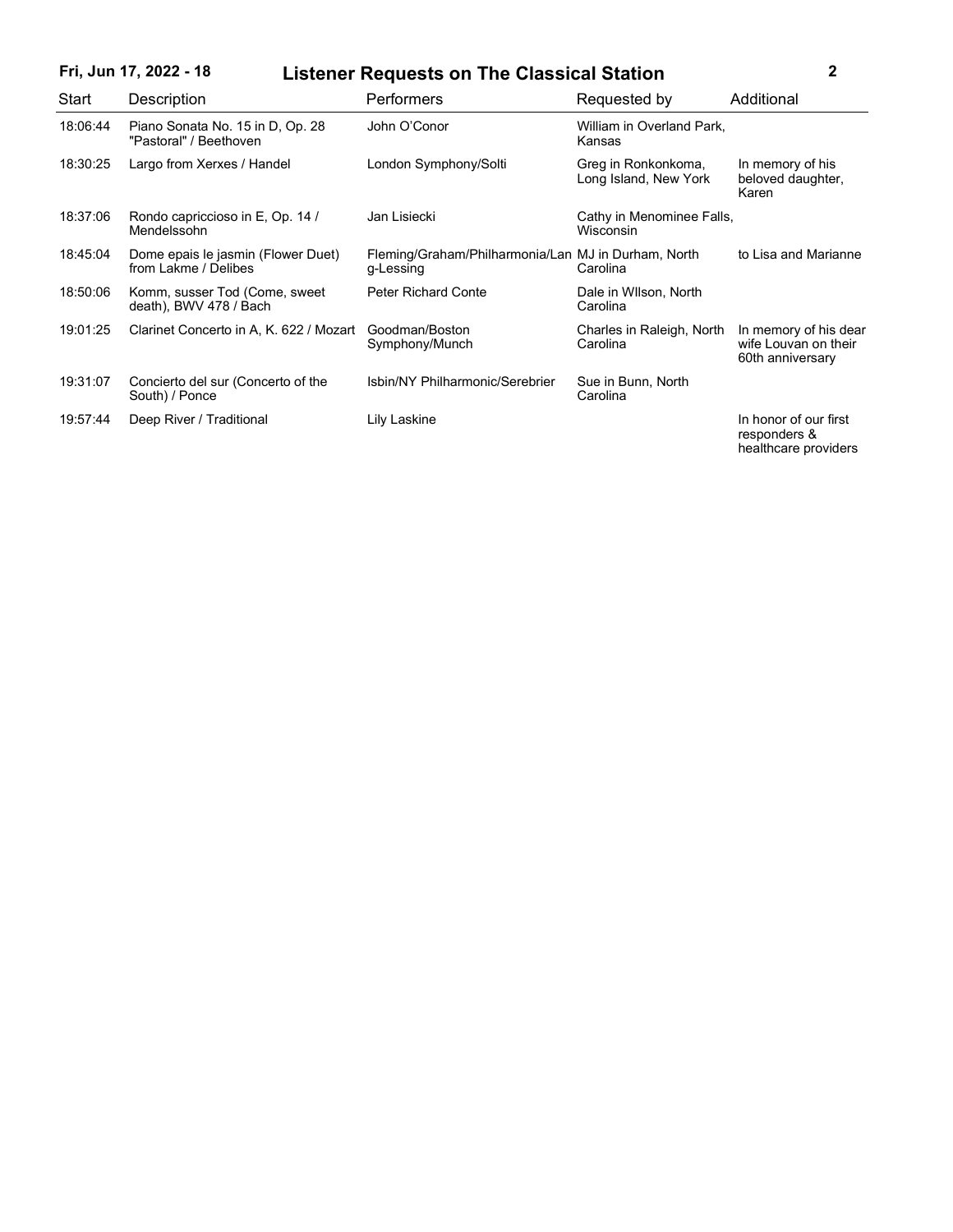# Listener Requests on The Classical Station

Fri, Jun 17, 2022 - 18

| Start | Description | Performers | Requested by | Additional |
|---|---|---|---|---|
| 18:06:44 | Piano Sonata No. 15 in D, Op. 28 "Pastoral" / Beethoven | John O'Conor | William in Overland Park, Kansas | |
| 18:30:25 | Largo from Xerxes / Handel | London Symphony/Solti | Greg in Ronkonkoma, Long Island, New York | In memory of his beloved daughter, Karen |
| 18:37:06 | Rondo capriccioso in E, Op. 14 / Mendelssohn | Jan Lisiecki | Cathy in Menominee Falls, Wisconsin | |
| 18:45:04 | Dome epais le jasmin (Flower Duet) from Lakme / Delibes | Fleming/Graham/Philharmonia/Lang-Lessing | MJ in Durham, North Carolina | to Lisa and Marianne |
| 18:50:06 | Komm, susser Tod (Come, sweet death), BWV 478 / Bach | Peter Richard Conte | Dale in WIlson, North Carolina | |
| 19:01:25 | Clarinet Concerto in A, K. 622 / Mozart | Goodman/Boston Symphony/Munch | Charles in Raleigh, North Carolina | In memory of his dear wife Louvan on their 60th anniversary |
| 19:31:07 | Concierto del sur (Concerto of the South) / Ponce | Isbin/NY Philharmonic/Serebrier | Sue in Bunn, North Carolina | |
| 19:57:44 | Deep River / Traditional | Lily Laskine | | In honor of our first responders & healthcare providers |